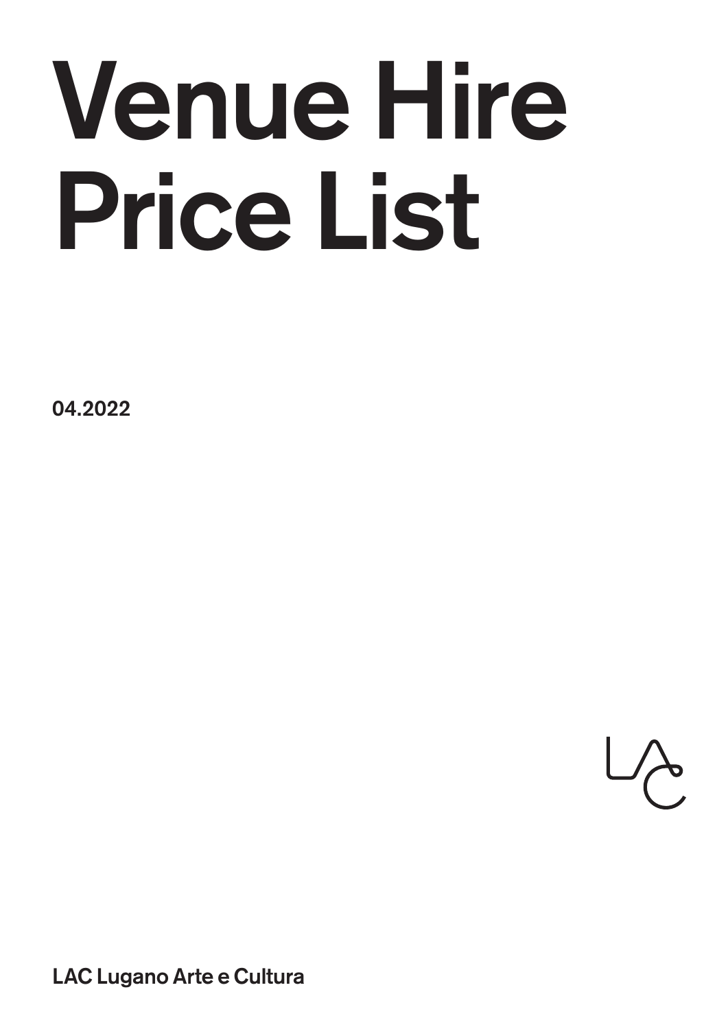# Venue Hire Price List

**04.2022**

**LAC Lugano Arte e Cultura**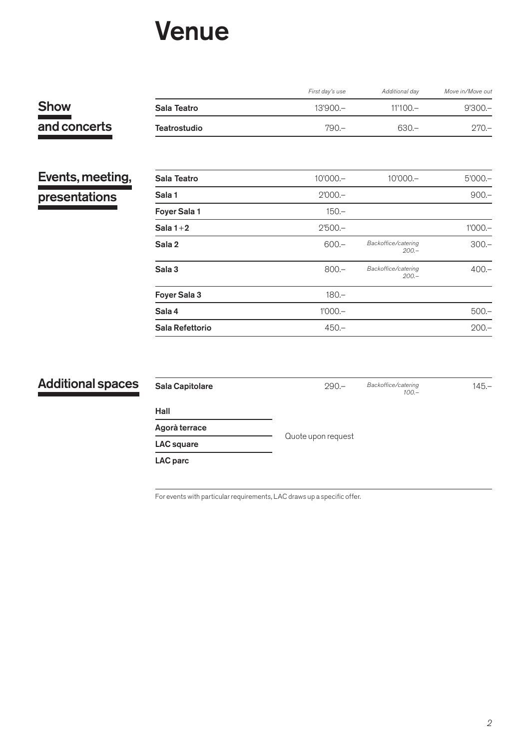# Venue

## Show and concerts

| | First day's use | Additional day | Move in/Move out |
|---|---|---|---|
| Sala Teatro | 13'900.– | 11'100.– | 9'300.– |
| Teatrostudio | 790.– | 630.– | 270.– |

## Events, meeting, presentations

| | First day's use | Additional day | Move in/Move out |
|---|---|---|---|
| Sala Teatro | 10'000.– | 10'000.– | 5'000.– |
| Sala 1 | 2'000.– | | 900.– |
| Foyer Sala 1 | 150.– | | |
| Sala 1+2 | 2'500.– | | 1'000.– |
| Sala 2 | 600.– | *Backoffice/catering 200.–* | 300.– |
| Sala 3 | 800.– | *Backoffice/catering 200.–* | 400.– |
| Foyer Sala 3 | 180.– | | |
| Sala 4 | 1'000.– | | 500.– |
| Sala Refettorio | 450.– | | 200.– |

## Additional spaces

| | First day's use | Additional day | Move in/Move out |
|---|---|---|---|
| Sala Capitolare | 290.– | *Backoffice/catering 100.–* | 145.– |
| Hall | Quote upon request | | |
| Agorà terrace | Quote upon request | | |
| LAC square | Quote upon request | | |
| LAC parc | Quote upon request | | |

For events with particular requirements, LAC draws up a specific offer.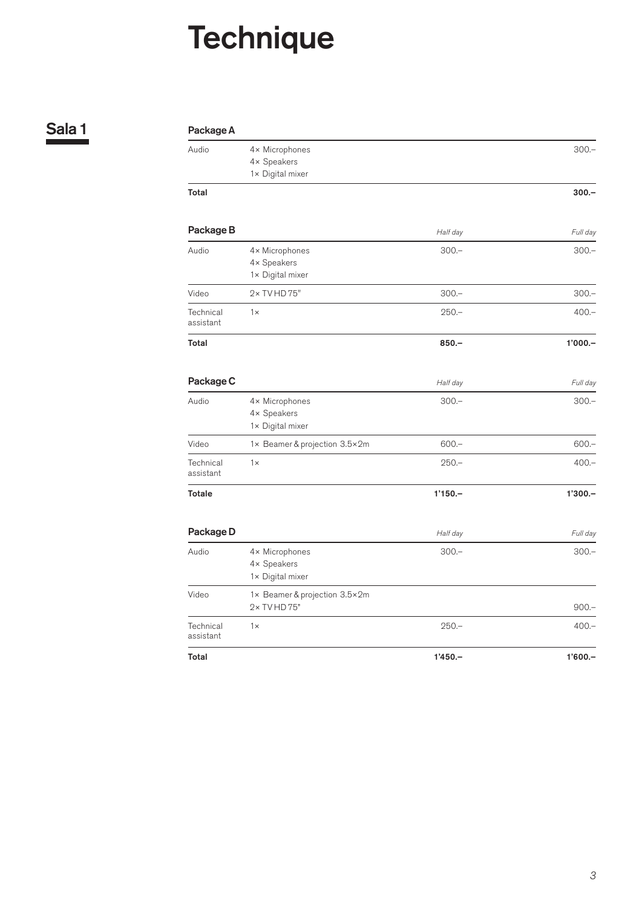# Technique

## Sala 1

### Package A

| | | |
|---|---|---|
| Audio | 4× Microphones<br>4× Speakers<br>1× Digital mixer | 300.– |
| **Total** | | **300.–** |

### Package B

| | | *Half day* | *Full day* |
|---|---|---|---|
| Audio | 4× Microphones<br>4× Speakers<br>1× Digital mixer | 300.– | 300.– |
| Video | 2× TV HD 75" | 300.– | 300.– |
| Technical assistant | 1× | 250.– | 400.– |
| **Total** | | **850.–** | **1'000.–** |

### Package C

| | | *Half day* | *Full day* |
|---|---|---|---|
| Audio | 4× Microphones<br>4× Speakers<br>1× Digital mixer | 300.– | 300.– |
| Video | 1× Beamer & projection 3.5×2m | 600.– | 600.– |
| Technical assistant | 1× | 250.– | 400.– |
| **Totale** | | **1'150.–** | **1'300.–** |

### Package D

| | | *Half day* | *Full day* |
|---|---|---|---|
| Audio | 4× Microphones<br>4× Speakers<br>1× Digital mixer | 300.– | 300.– |
| Video | 1× Beamer & projection 3.5×2m<br>2× TV HD 75" | | 900.– |
| Technical assistant | 1× | 250.– | 400.– |
| **Total** | | **1'450.–** | **1'600.–** |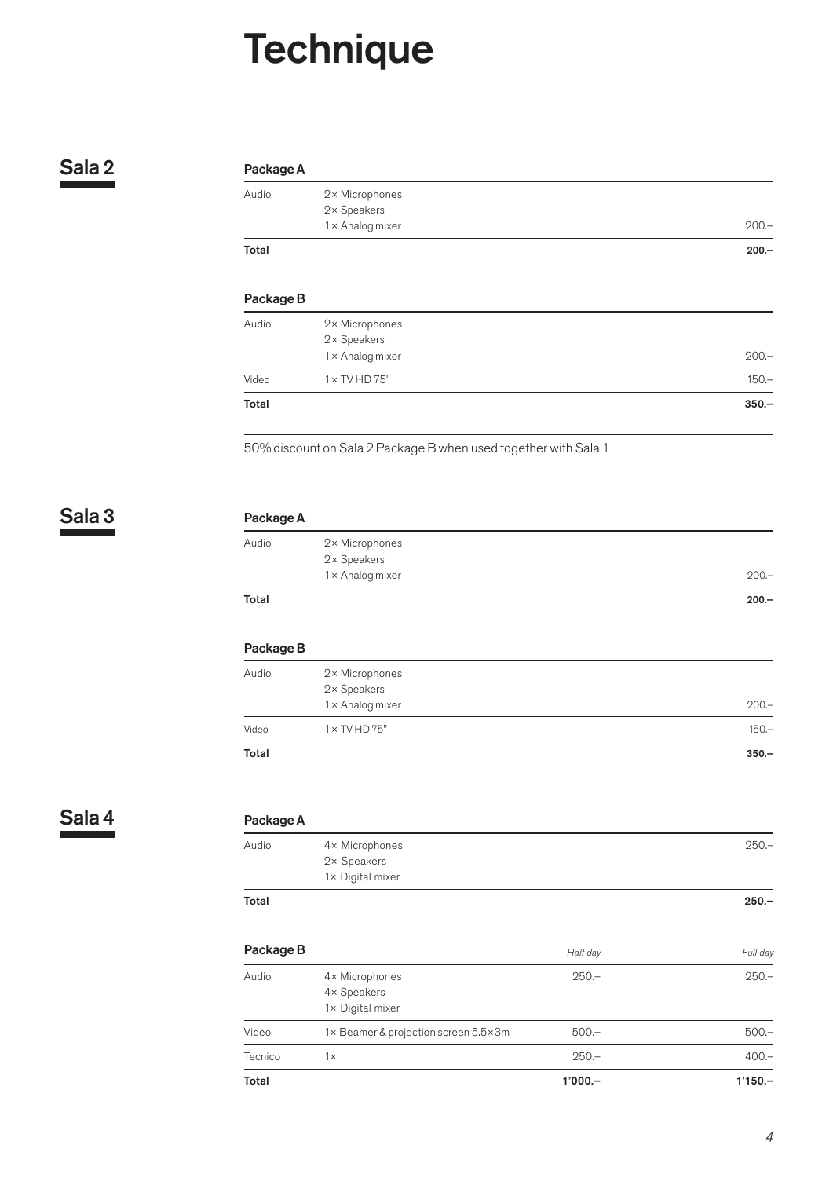# Technique

## Sala 2

### Package A

| | | |
|---|---|---|
| Audio | 2× Microphones<br>2× Speakers<br>1× Analog mixer | 200.– |
| **Total** | | **200.–** |

### Package B

| | | |
|---|---|---|
| Audio | 2× Microphones<br>2× Speakers<br>1× Analog mixer | 200.– |
| Video | 1× TV HD 75" | 150.– |
| **Total** | | **350.–** |

50% discount on Sala 2 Package B when used together with Sala 1

## Sala 3

### Package A

| | | |
|---|---|---|
| Audio | 2× Microphones<br>2× Speakers<br>1× Analog mixer | 200.– |
| **Total** | | **200.–** |

### Package B

| | | |
|---|---|---|
| Audio | 2× Microphones<br>2× Speakers<br>1× Analog mixer | 200.– |
| Video | 1× TV HD 75" | 150.– |
| **Total** | | **350.–** |

## Sala 4

### Package A

| | | |
|---|---|---|
| Audio | 4× Microphones<br>2× Speakers<br>1× Digital mixer | 250.– |
| **Total** | | **250.–** |

### Package B

| | | *Half day* | *Full day* |
|---|---|---|---|
| Audio | 4× Microphones<br>4× Speakers<br>1× Digital mixer | 250.– | 250.– |
| Video | 1× Beamer & projection screen 5.5×3m | 500.– | 500.– |
| Tecnico | 1× | 250.– | 400.– |
| **Total** | | **1'000.–** | **1'150.–** |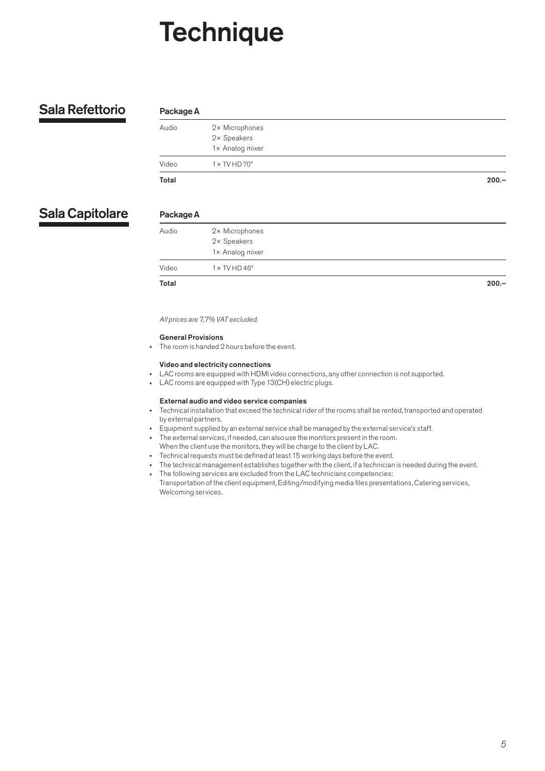# Technique

## Sala Refettorio

### Package A

| | | |
|---|---|---|
| Audio | 2× Microphones<br>2× Speakers<br>1× Analog mixer | |
| Video | 1 × TV HD 70" | |
| **Total** | | **200.–** |

## Sala Capitolare

### Package A

| | | |
|---|---|---|
| Audio | 2× Microphones<br>2× Speakers<br>1× Analog mixer | |
| Video | 1 × TV HD 46" | |
| **Total** | | **200.–** |

*All prices are 7,7% VAT excluded.*

**General Provisions**

- The room is handed 2 hours before the event.

**Video and electricity connections**

- LAC rooms are equipped with HDMI video connections, any other connection is not supported.
- LAC rooms are equipped with Type 13(CH) electric plugs.

**External audio and video service companies**

- Technical installation that exceed the technical rider of the rooms shall be rented, transported and operated by external partners.
- Equipment supplied by an external service shall be managed by the external service's staff.
- The external services, if needed, can also use the monitors present in the room.
  When the client use the monitors, they will be charge to the client by LAC.
- Technical requests must be defined at least 15 working days before the event.
- The technical management establishes together with the client, if a technician is needed during the event.
- The following services are excluded from the LAC technicians competencies:
  Transportation of the client equipment, Editing/modifying media files presentations, Catering services, Welcoming services.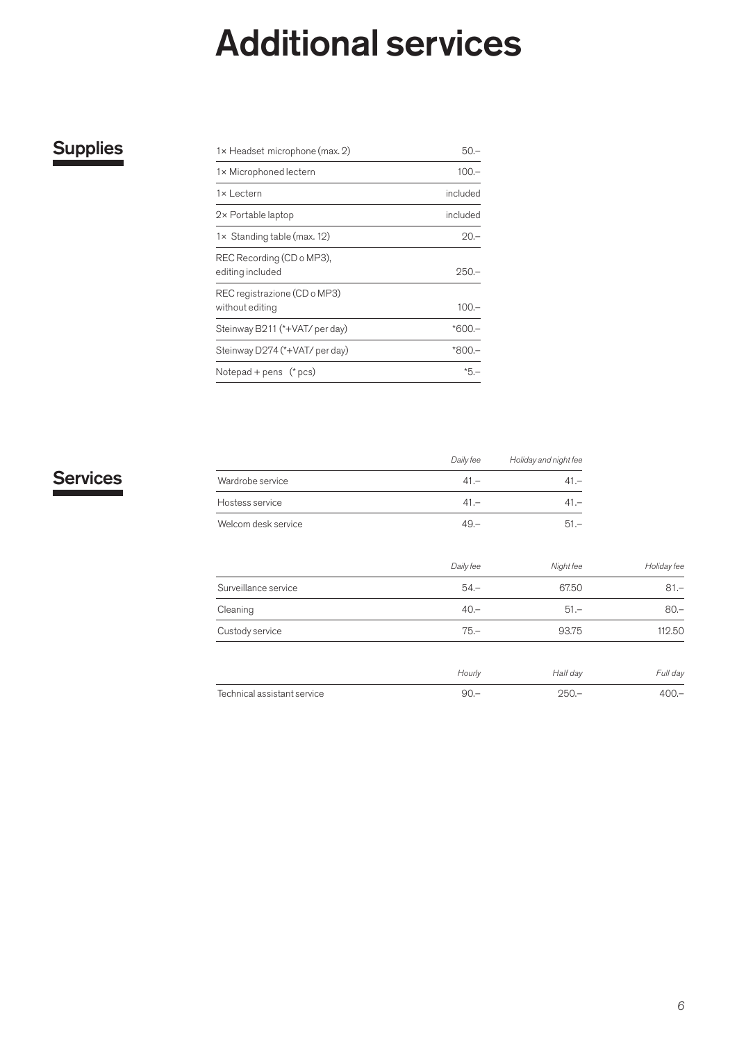# Additional services

## Supplies

| Item | Price |
|---|---|
| 1× Headset microphone (max. 2) | 50.– |
| 1× Microphoned lectern | 100.– |
| 1× Lectern | included |
| 2× Portable laptop | included |
| 1× Standing table (max. 12) | 20.– |
| REC Recording (CD o MP3), editing included | 250.– |
| REC registrazione (CD o MP3) without editing | 100.– |
| Steinway B211 (*+VAT/ per day) | *600.– |
| Steinway D274 (*+VAT/ per day) | *800.– |
| Notepad + pens (* pcs) | *5.– |

## Services

| | *Daily fee* | *Holiday and night fee* |
|---|---|---|
| Wardrobe service | 41.– | 41.– |
| Hostess service | 41.– | 41.– |
| Welcom desk service | 49.– | 51.– |

| | *Daily fee* | *Night fee* | *Holiday fee* |
|---|---|---|---|
| Surveillance service | 54.– | 67.50 | 81.– |
| Cleaning | 40.– | 51.– | 80.– |
| Custody service | 75.– | 93.75 | 112.50 |

| | *Hourly* | *Half day* | *Full day* |
|---|---|---|---|
| Technical assistant service | 90.– | 250.– | 400.– |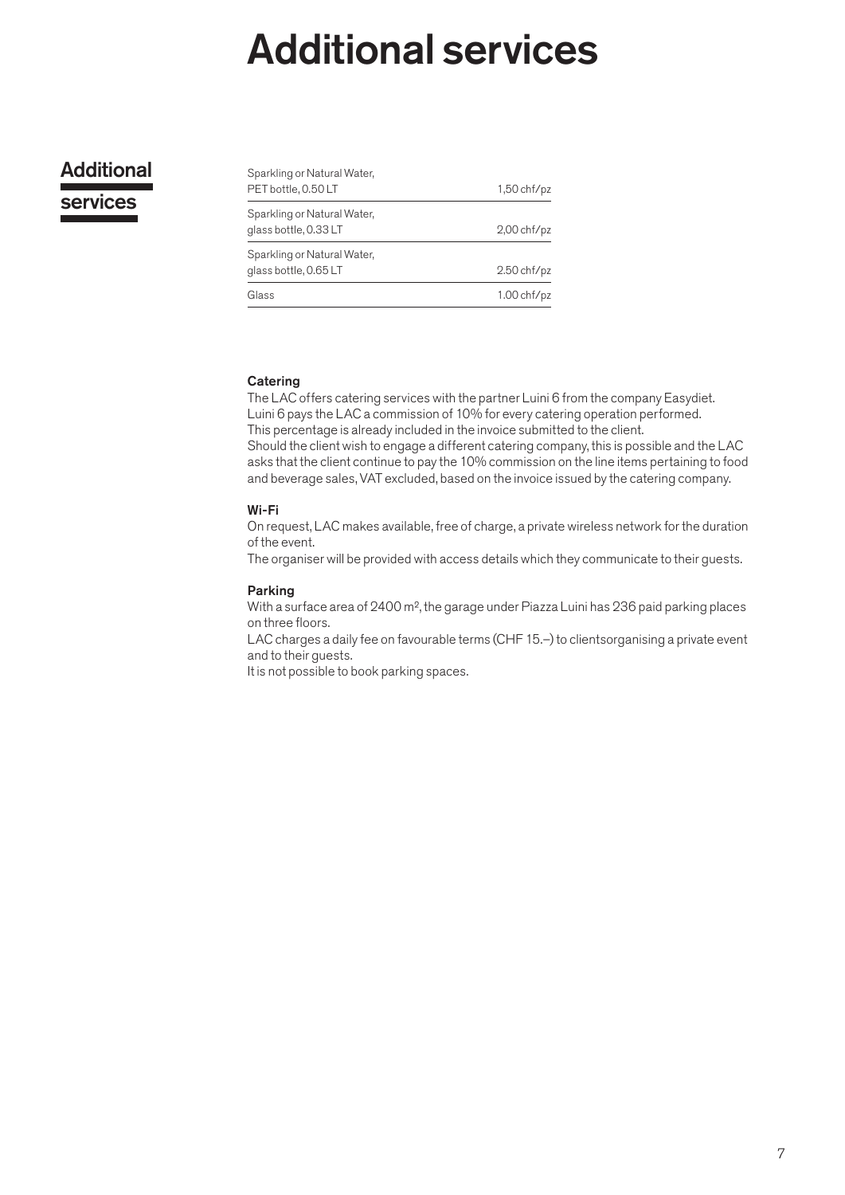# Additional services

## Additional services

| | |
|---|---|
| Sparkling or Natural Water, PET bottle, 0.50 LT | 1,50 chf/pz |
| Sparkling or Natural Water, glass bottle, 0.33 LT | 2,00 chf/pz |
| Sparkling or Natural Water, glass bottle, 0.65 LT | 2.50 chf/pz |
| Glass | 1.00 chf/pz |

**Catering**

The LAC offers catering services with the partner Luini 6 from the company Easydiet.
Luini 6 pays the LAC a commission of 10% for every catering operation performed.
This percentage is already included in the invoice submitted to the client.
Should the client wish to engage a different catering company, this is possible and the LAC asks that the client continue to pay the 10% commission on the line items pertaining to food and beverage sales, VAT excluded, based on the invoice issued by the catering company.

**Wi-Fi**

On request, LAC makes available, free of charge, a private wireless network for the duration of the event.
The organiser will be provided with access details which they communicate to their guests.

**Parking**

With a surface area of 2400 m², the garage under Piazza Luini has 236 paid parking places on three floors.
LAC charges a daily fee on favourable terms (CHF 15.–) to clientsorganising a private event and to their guests.
It is not possible to book parking spaces.